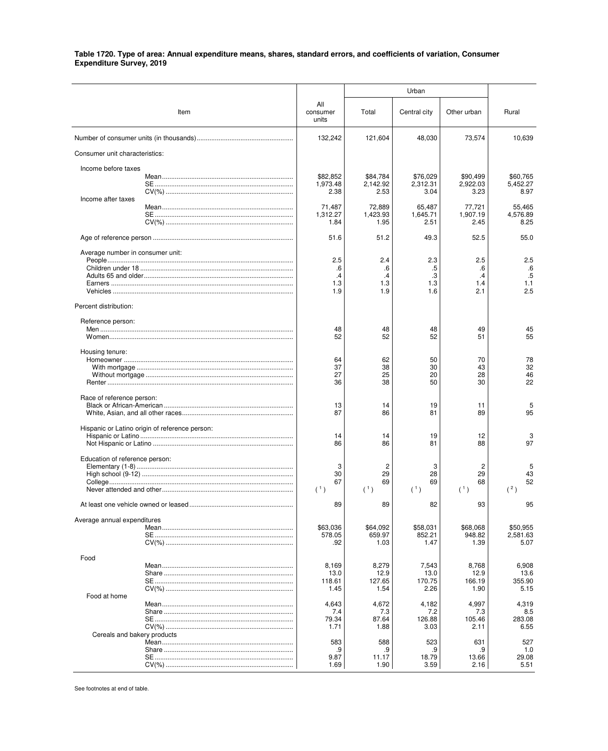**Table 1720. Type of area: Annual expenditure means, shares, standard errors, and coefficients of variation, Consumer Expenditure Survey, 2019**

| Item | All consumer units | Urban: Total | Urban: Central city | Urban: Other urban | Rural |
|---|---|---|---|---|---|
| Number of consumer units (in thousands) | 132,242 | 121,604 | 48,030 | 73,574 | 10,639 |
| Consumer unit characteristics: | | | | | |
| Income before taxes | | | | | |
| Mean | $82,852 | $84,784 | $76,029 | $90,499 | $60,765 |
| SE | 1,973.48 | 2,142.92 | 2,312.31 | 2,922.03 | 5,452.27 |
| CV(%) | 2.38 | 2.53 | 3.04 | 3.23 | 8.97 |
| Income after taxes | | | | | |
| Mean | 71,487 | 72,889 | 65,487 | 77,721 | 55,465 |
| SE | 1,312.27 | 1,423.93 | 1,645.71 | 1,907.19 | 4,576.89 |
| CV(%) | 1.84 | 1.95 | 2.51 | 2.45 | 8.25 |
| Age of reference person | 51.6 | 51.2 | 49.3 | 52.5 | 55.0 |
| Average number in consumer unit: | | | | | |
| People | 2.5 | 2.4 | 2.3 | 2.5 | 2.5 |
| Children under 18 | .6 | .6 | .5 | .6 | .6 |
| Adults 65 and older | .4 | .4 | .3 | .4 | .5 |
| Earners | 1.3 | 1.3 | 1.3 | 1.4 | 1.1 |
| Vehicles | 1.9 | 1.9 | 1.6 | 2.1 | 2.5 |
| Percent distribution: | | | | | |
| Reference person: | | | | | |
| Men | 48 | 48 | 48 | 49 | 45 |
| Women | 52 | 52 | 52 | 51 | 55 |
| Housing tenure: | | | | | |
| Homeowner | 64 | 62 | 50 | 70 | 78 |
| With mortgage | 37 | 38 | 30 | 43 | 32 |
| Without mortgage | 27 | 25 | 20 | 28 | 46 |
| Renter | 36 | 38 | 50 | 30 | 22 |
| Race of reference person: | | | | | |
| Black or African-American | 13 | 14 | 19 | 11 | 5 |
| White, Asian, and all other races | 87 | 86 | 81 | 89 | 95 |
| Hispanic or Latino origin of reference person: | | | | | |
| Hispanic or Latino | 14 | 14 | 19 | 12 | 3 |
| Not Hispanic or Latino | 86 | 86 | 81 | 88 | 97 |
| Education of reference person: | | | | | |
| Elementary (1-8) | 3 | 2 | 3 | 2 | 5 |
| High school (9-12) | 30 | 29 | 28 | 29 | 43 |
| College | 67 | 69 | 69 | 68 | 52 |
| Never attended and other | [1] | [1] | [1] | [1] | [2] |
| At least one vehicle owned or leased | 89 | 89 | 82 | 93 | 95 |
| Average annual expenditures | | | | | |
| Mean | $63,036 | $64,092 | $58,031 | $68,068 | $50,955 |
| SE | 578.05 | 659.97 | 852.21 | 948.82 | 2,581.63 |
| CV(%) | .92 | 1.03 | 1.47 | 1.39 | 5.07 |
| Food | | | | | |
| Mean | 8,169 | 8,279 | 7,543 | 8,768 | 6,908 |
| Share | 13.0 | 12.9 | 13.0 | 12.9 | 13.6 |
| SE | 118.61 | 127.65 | 170.75 | 166.19 | 355.90 |
| CV(%) | 1.45 | 1.54 | 2.26 | 1.90 | 5.15 |
| Food at home | | | | | |
| Mean | 4,643 | 4,672 | 4,182 | 4,997 | 4,319 |
| Share | 7.4 | 7.3 | 7.2 | 7.3 | 8.5 |
| SE | 79.34 | 87.64 | 126.88 | 105.46 | 283.08 |
| CV(%) | 1.71 | 1.88 | 3.03 | 2.11 | 6.55 |
| Cereals and bakery products | | | | | |
| Mean | 583 | 588 | 523 | 631 | 527 |
| Share | .9 | .9 | .9 | .9 | 1.0 |
| SE | 9.87 | 11.17 | 18.79 | 13.66 | 29.08 |
| CV(%) | 1.69 | 1.90 | 3.59 | 2.16 | 5.51 |

See footnotes at end of table.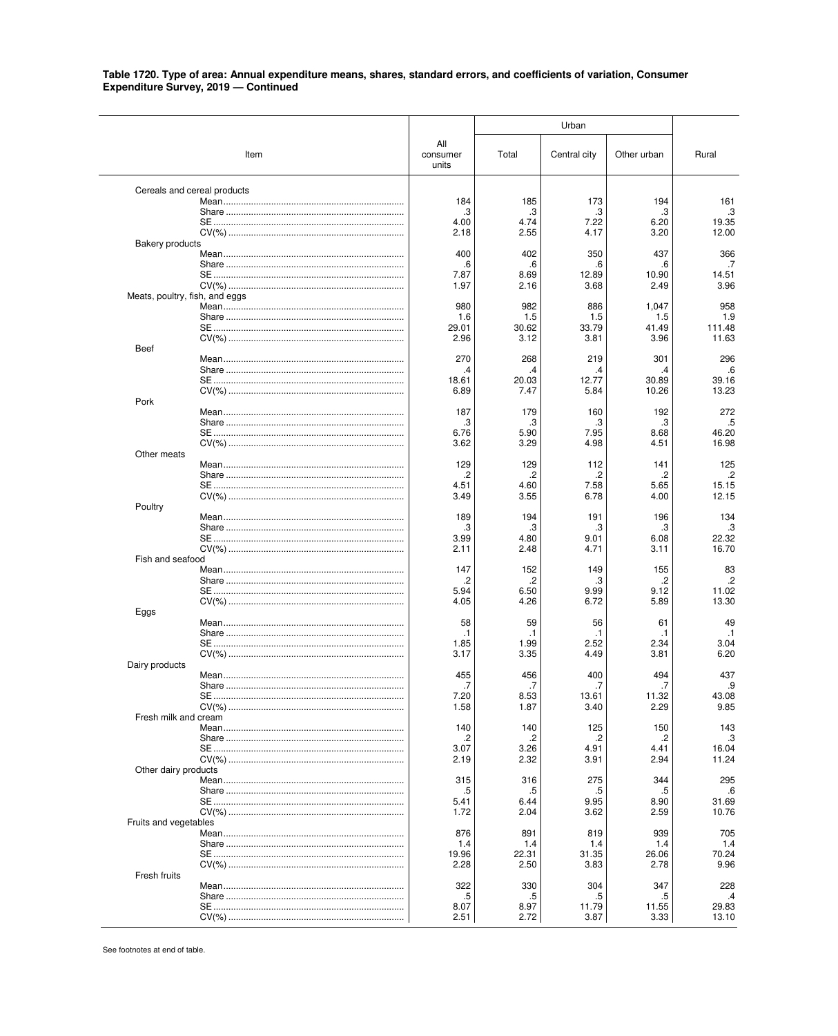**Table 1720. Type of area: Annual expenditure means, shares, standard errors, and coefficients of variation, Consumer Expenditure Survey, 2019 — Continued**

| Item | All consumer units | Urban | | | Rural |
|---|---|---|---|---|---|
| | | Total | Central city | Other urban | |
| Cereals and cereal products | | | | | |
| Mean | 184 | 185 | 173 | 194 | 161 |
| Share | .3 | .3 | .3 | .3 | .3 |
| SE | 4.00 | 4.74 | 7.22 | 6.20 | 19.35 |
| CV(%) | 2.18 | 2.55 | 4.17 | 3.20 | 12.00 |
| Bakery products | | | | | |
| Mean | 400 | 402 | 350 | 437 | 366 |
| Share | .6 | .6 | .6 | .6 | .7 |
| SE | 7.87 | 8.69 | 12.89 | 10.90 | 14.51 |
| CV(%) | 1.97 | 2.16 | 3.68 | 2.49 | 3.96 |
| Meats, poultry, fish, and eggs | | | | | |
| Mean | 980 | 982 | 886 | 1,047 | 958 |
| Share | 1.6 | 1.5 | 1.5 | 1.5 | 1.9 |
| SE | 29.01 | 30.62 | 33.79 | 41.49 | 111.48 |
| CV(%) | 2.96 | 3.12 | 3.81 | 3.96 | 11.63 |
| Beef | | | | | |
| Mean | 270 | 268 | 219 | 301 | 296 |
| Share | .4 | .4 | .4 | .4 | .6 |
| SE | 18.61 | 20.03 | 12.77 | 30.89 | 39.16 |
| CV(%) | 6.89 | 7.47 | 5.84 | 10.26 | 13.23 |
| Pork | | | | | |
| Mean | 187 | 179 | 160 | 192 | 272 |
| Share | .3 | .3 | .3 | .3 | .5 |
| SE | 6.76 | 5.90 | 7.95 | 8.68 | 46.20 |
| CV(%) | 3.62 | 3.29 | 4.98 | 4.51 | 16.98 |
| Other meats | | | | | |
| Mean | 129 | 129 | 112 | 141 | 125 |
| Share | .2 | .2 | .2 | .2 | .2 |
| SE | 4.51 | 4.60 | 7.58 | 5.65 | 15.15 |
| CV(%) | 3.49 | 3.55 | 6.78 | 4.00 | 12.15 |
| Poultry | | | | | |
| Mean | 189 | 194 | 191 | 196 | 134 |
| Share | .3 | .3 | .3 | .3 | .3 |
| SE | 3.99 | 4.80 | 9.01 | 6.08 | 22.32 |
| CV(%) | 2.11 | 2.48 | 4.71 | 3.11 | 16.70 |
| Fish and seafood | | | | | |
| Mean | 147 | 152 | 149 | 155 | 83 |
| Share | .2 | .2 | .3 | .2 | .2 |
| SE | 5.94 | 6.50 | 9.99 | 9.12 | 11.02 |
| CV(%) | 4.05 | 4.26 | 6.72 | 5.89 | 13.30 |
| Eggs | | | | | |
| Mean | 58 | 59 | 56 | 61 | 49 |
| Share | .1 | .1 | .1 | .1 | .1 |
| SE | 1.85 | 1.99 | 2.52 | 2.34 | 3.04 |
| CV(%) | 3.17 | 3.35 | 4.49 | 3.81 | 6.20 |
| Dairy products | | | | | |
| Mean | 455 | 456 | 400 | 494 | 437 |
| Share | .7 | .7 | .7 | .7 | .9 |
| SE | 7.20 | 8.53 | 13.61 | 11.32 | 43.08 |
| CV(%) | 1.58 | 1.87 | 3.40 | 2.29 | 9.85 |
| Fresh milk and cream | | | | | |
| Mean | 140 | 140 | 125 | 150 | 143 |
| Share | .2 | .2 | .2 | .2 | .3 |
| SE | 3.07 | 3.26 | 4.91 | 4.41 | 16.04 |
| CV(%) | 2.19 | 2.32 | 3.91 | 2.94 | 11.24 |
| Other dairy products | | | | | |
| Mean | 315 | 316 | 275 | 344 | 295 |
| Share | .5 | .5 | .5 | .5 | .6 |
| SE | 5.41 | 6.44 | 9.95 | 8.90 | 31.69 |
| CV(%) | 1.72 | 2.04 | 3.62 | 2.59 | 10.76 |
| Fruits and vegetables | | | | | |
| Mean | 876 | 891 | 819 | 939 | 705 |
| Share | 1.4 | 1.4 | 1.4 | 1.4 | 1.4 |
| SE | 19.96 | 22.31 | 31.35 | 26.06 | 70.24 |
| CV(%) | 2.28 | 2.50 | 3.83 | 2.78 | 9.96 |
| Fresh fruits | | | | | |
| Mean | 322 | 330 | 304 | 347 | 228 |
| Share | .5 | .5 | .5 | .5 | .4 |
| SE | 8.07 | 8.97 | 11.79 | 11.55 | 29.83 |
| CV(%) | 2.51 | 2.72 | 3.87 | 3.33 | 13.10 |

See footnotes at end of table.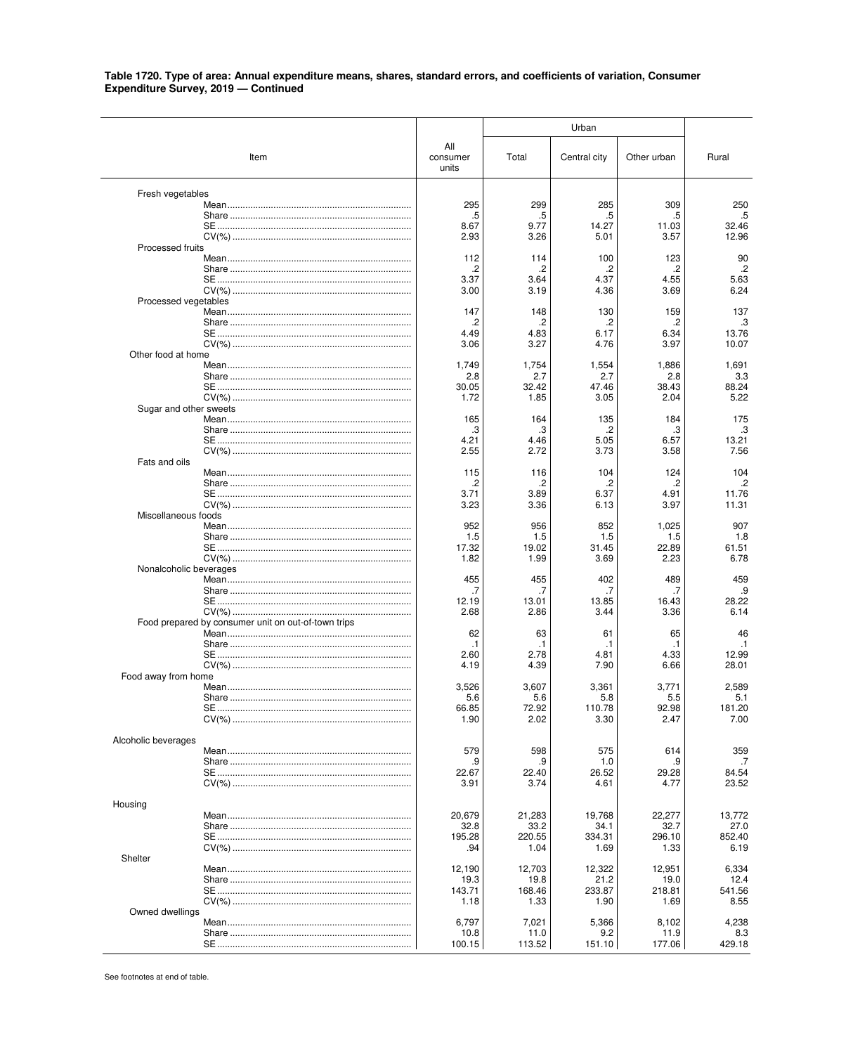**Table 1720. Type of area: Annual expenditure means, shares, standard errors, and coefficients of variation, Consumer Expenditure Survey, 2019 — Continued**

| Item | All consumer units | Urban | | | Rural |
|---|---|---|---|---|---|
| | | Total | Central city | Other urban | |
| Fresh vegetables | | | | | |
| Mean | 295 | 299 | 285 | 309 | 250 |
| Share | .5 | .5 | .5 | .5 | .5 |
| SE | 8.67 | 9.77 | 14.27 | 11.03 | 32.46 |
| CV(%) | 2.93 | 3.26 | 5.01 | 3.57 | 12.96 |
| Processed fruits | | | | | |
| Mean | 112 | 114 | 100 | 123 | 90 |
| Share | .2 | .2 | .2 | .2 | .2 |
| SE | 3.37 | 3.64 | 4.37 | 4.55 | 5.63 |
| CV(%) | 3.00 | 3.19 | 4.36 | 3.69 | 6.24 |
| Processed vegetables | | | | | |
| Mean | 147 | 148 | 130 | 159 | 137 |
| Share | .2 | .2 | .2 | .2 | .3 |
| SE | 4.49 | 4.83 | 6.17 | 6.34 | 13.76 |
| CV(%) | 3.06 | 3.27 | 4.76 | 3.97 | 10.07 |
| Other food at home | | | | | |
| Mean | 1,749 | 1,754 | 1,554 | 1,886 | 1,691 |
| Share | 2.8 | 2.7 | 2.7 | 2.8 | 3.3 |
| SE | 30.05 | 32.42 | 47.46 | 38.43 | 88.24 |
| CV(%) | 1.72 | 1.85 | 3.05 | 2.04 | 5.22 |
| Sugar and other sweets | | | | | |
| Mean | 165 | 164 | 135 | 184 | 175 |
| Share | .3 | .3 | .2 | .3 | .3 |
| SE | 4.21 | 4.46 | 5.05 | 6.57 | 13.21 |
| CV(%) | 2.55 | 2.72 | 3.73 | 3.58 | 7.56 |
| Fats and oils | | | | | |
| Mean | 115 | 116 | 104 | 124 | 104 |
| Share | .2 | .2 | .2 | .2 | .2 |
| SE | 3.71 | 3.89 | 6.37 | 4.91 | 11.76 |
| CV(%) | 3.23 | 3.36 | 6.13 | 3.97 | 11.31 |
| Miscellaneous foods | | | | | |
| Mean | 952 | 956 | 852 | 1,025 | 907 |
| Share | 1.5 | 1.5 | 1.5 | 1.5 | 1.8 |
| SE | 17.32 | 19.02 | 31.45 | 22.89 | 61.51 |
| CV(%) | 1.82 | 1.99 | 3.69 | 2.23 | 6.78 |
| Nonalcoholic beverages | | | | | |
| Mean | 455 | 455 | 402 | 489 | 459 |
| Share | .7 | .7 | .7 | .7 | .9 |
| SE | 12.19 | 13.01 | 13.85 | 16.43 | 28.22 |
| CV(%) | 2.68 | 2.86 | 3.44 | 3.36 | 6.14 |
| Food prepared by consumer unit on out-of-town trips | | | | | |
| Mean | 62 | 63 | 61 | 65 | 46 |
| Share | .1 | .1 | .1 | .1 | .1 |
| SE | 2.60 | 2.78 | 4.81 | 4.33 | 12.99 |
| CV(%) | 4.19 | 4.39 | 7.90 | 6.66 | 28.01 |
| Food away from home | | | | | |
| Mean | 3,526 | 3,607 | 3,361 | 3,771 | 2,589 |
| Share | 5.6 | 5.6 | 5.8 | 5.5 | 5.1 |
| SE | 66.85 | 72.92 | 110.78 | 92.98 | 181.20 |
| CV(%) | 1.90 | 2.02 | 3.30 | 2.47 | 7.00 |
| Alcoholic beverages | | | | | |
| Mean | 579 | 598 | 575 | 614 | 359 |
| Share | .9 | .9 | 1.0 | .9 | .7 |
| SE | 22.67 | 22.40 | 26.52 | 29.28 | 84.54 |
| CV(%) | 3.91 | 3.74 | 4.61 | 4.77 | 23.52 |
| Housing | | | | | |
| Mean | 20,679 | 21,283 | 19,768 | 22,277 | 13,772 |
| Share | 32.8 | 33.2 | 34.1 | 32.7 | 27.0 |
| SE | 195.28 | 220.55 | 334.31 | 296.10 | 852.40 |
| CV(%) | .94 | 1.04 | 1.69 | 1.33 | 6.19 |
| Shelter | | | | | |
| Mean | 12,190 | 12,703 | 12,322 | 12,951 | 6,334 |
| Share | 19.3 | 19.8 | 21.2 | 19.0 | 12.4 |
| SE | 143.71 | 168.46 | 233.87 | 218.81 | 541.56 |
| CV(%) | 1.18 | 1.33 | 1.90 | 1.69 | 8.55 |
| Owned dwellings | | | | | |
| Mean | 6,797 | 7,021 | 5,366 | 8,102 | 4,238 |
| Share | 10.8 | 11.0 | 9.2 | 11.9 | 8.3 |
| SE | 100.15 | 113.52 | 151.10 | 177.06 | 429.18 |

See footnotes at end of table.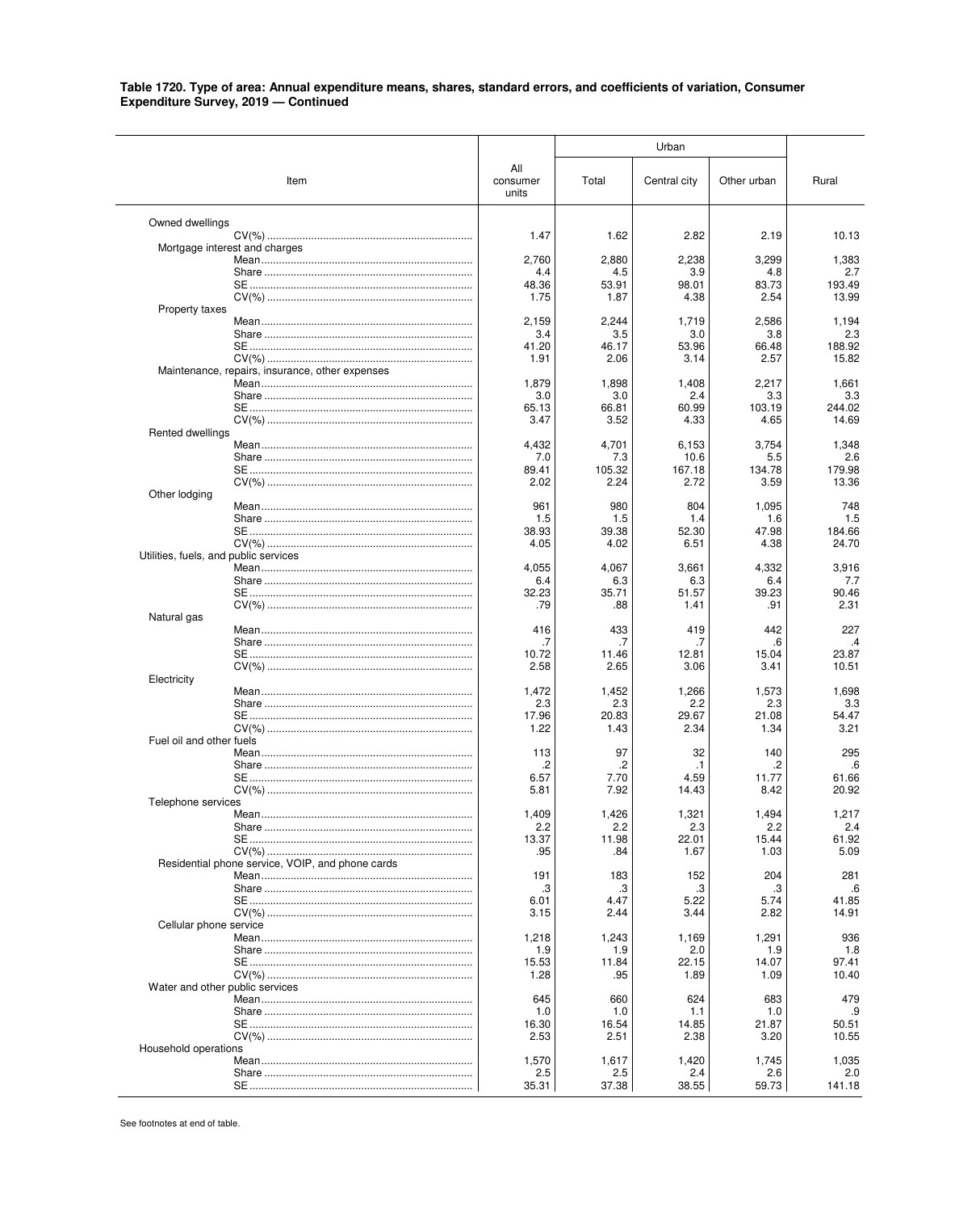**Table 1720. Type of area: Annual expenditure means, shares, standard errors, and coefficients of variation, Consumer Expenditure Survey, 2019 — Continued**

| Item | All consumer units | Urban | | | Rural |
|---|---|---|---|---|---|
| | | Total | Central city | Other urban | |
| Owned dwellings | | | | | |
| CV(%) | 1.47 | 1.62 | 2.82 | 2.19 | 10.13 |
| Mortgage interest and charges | | | | | |
| Mean | 2,760 | 2,880 | 2,238 | 3,299 | 1,383 |
| Share | 4.4 | 4.5 | 3.9 | 4.8 | 2.7 |
| SE | 48.36 | 53.91 | 98.01 | 83.73 | 193.49 |
| CV(%) | 1.75 | 1.87 | 4.38 | 2.54 | 13.99 |
| Property taxes | | | | | |
| Mean | 2,159 | 2,244 | 1,719 | 2,586 | 1,194 |
| Share | 3.4 | 3.5 | 3.0 | 3.8 | 2.3 |
| SE | 41.20 | 46.17 | 53.96 | 66.48 | 188.92 |
| CV(%) | 1.91 | 2.06 | 3.14 | 2.57 | 15.82 |
| Maintenance, repairs, insurance, other expenses | | | | | |
| Mean | 1,879 | 1,898 | 1,408 | 2,217 | 1,661 |
| Share | 3.0 | 3.0 | 2.4 | 3.3 | 3.3 |
| SE | 65.13 | 66.81 | 60.99 | 103.19 | 244.02 |
| CV(%) | 3.47 | 3.52 | 4.33 | 4.65 | 14.69 |
| Rented dwellings | | | | | |
| Mean | 4,432 | 4,701 | 6,153 | 3,754 | 1,348 |
| Share | 7.0 | 7.3 | 10.6 | 5.5 | 2.6 |
| SE | 89.41 | 105.32 | 167.18 | 134.78 | 179.98 |
| CV(%) | 2.02 | 2.24 | 2.72 | 3.59 | 13.36 |
| Other lodging | | | | | |
| Mean | 961 | 980 | 804 | 1,095 | 748 |
| Share | 1.5 | 1.5 | 1.4 | 1.6 | 1.5 |
| SE | 38.93 | 39.38 | 52.30 | 47.98 | 184.66 |
| CV(%) | 4.05 | 4.02 | 6.51 | 4.38 | 24.70 |
| Utilities, fuels, and public services | | | | | |
| Mean | 4,055 | 4,067 | 3,661 | 4,332 | 3,916 |
| Share | 6.4 | 6.3 | 6.3 | 6.4 | 7.7 |
| SE | 32.23 | 35.71 | 51.57 | 39.23 | 90.46 |
| CV(%) | .79 | .88 | 1.41 | .91 | 2.31 |
| Natural gas | | | | | |
| Mean | 416 | 433 | 419 | 442 | 227 |
| Share | .7 | .7 | .7 | .6 | .4 |
| SE | 10.72 | 11.46 | 12.81 | 15.04 | 23.87 |
| CV(%) | 2.58 | 2.65 | 3.06 | 3.41 | 10.51 |
| Electricity | | | | | |
| Mean | 1,472 | 1,452 | 1,266 | 1,573 | 1,698 |
| Share | 2.3 | 2.3 | 2.2 | 2.3 | 3.3 |
| SE | 17.96 | 20.83 | 29.67 | 21.08 | 54.47 |
| CV(%) | 1.22 | 1.43 | 2.34 | 1.34 | 3.21 |
| Fuel oil and other fuels | | | | | |
| Mean | 113 | 97 | 32 | 140 | 295 |
| Share | .2 | .2 | .1 | .2 | .6 |
| SE | 6.57 | 7.70 | 4.59 | 11.77 | 61.66 |
| CV(%) | 5.81 | 7.92 | 14.43 | 8.42 | 20.92 |
| Telephone services | | | | | |
| Mean | 1,409 | 1,426 | 1,321 | 1,494 | 1,217 |
| Share | 2.2 | 2.2 | 2.3 | 2.2 | 2.4 |
| SE | 13.37 | 11.98 | 22.01 | 15.44 | 61.92 |
| CV(%) | .95 | .84 | 1.67 | 1.03 | 5.09 |
| Residential phone service, VOIP, and phone cards | | | | | |
| Mean | 191 | 183 | 152 | 204 | 281 |
| Share | .3 | .3 | .3 | .3 | .6 |
| SE | 6.01 | 4.47 | 5.22 | 5.74 | 41.85 |
| CV(%) | 3.15 | 2.44 | 3.44 | 2.82 | 14.91 |
| Cellular phone service | | | | | |
| Mean | 1,218 | 1,243 | 1,169 | 1,291 | 936 |
| Share | 1.9 | 1.9 | 2.0 | 1.9 | 1.8 |
| SE | 15.53 | 11.84 | 22.15 | 14.07 | 97.41 |
| CV(%) | 1.28 | .95 | 1.89 | 1.09 | 10.40 |
| Water and other public services | | | | | |
| Mean | 645 | 660 | 624 | 683 | 479 |
| Share | 1.0 | 1.0 | 1.1 | 1.0 | .9 |
| SE | 16.30 | 16.54 | 14.85 | 21.87 | 50.51 |
| CV(%) | 2.53 | 2.51 | 2.38 | 3.20 | 10.55 |
| Household operations | | | | | |
| Mean | 1,570 | 1,617 | 1,420 | 1,745 | 1,035 |
| Share | 2.5 | 2.5 | 2.4 | 2.6 | 2.0 |
| SE | 35.31 | 37.38 | 38.55 | 59.73 | 141.18 |

See footnotes at end of table.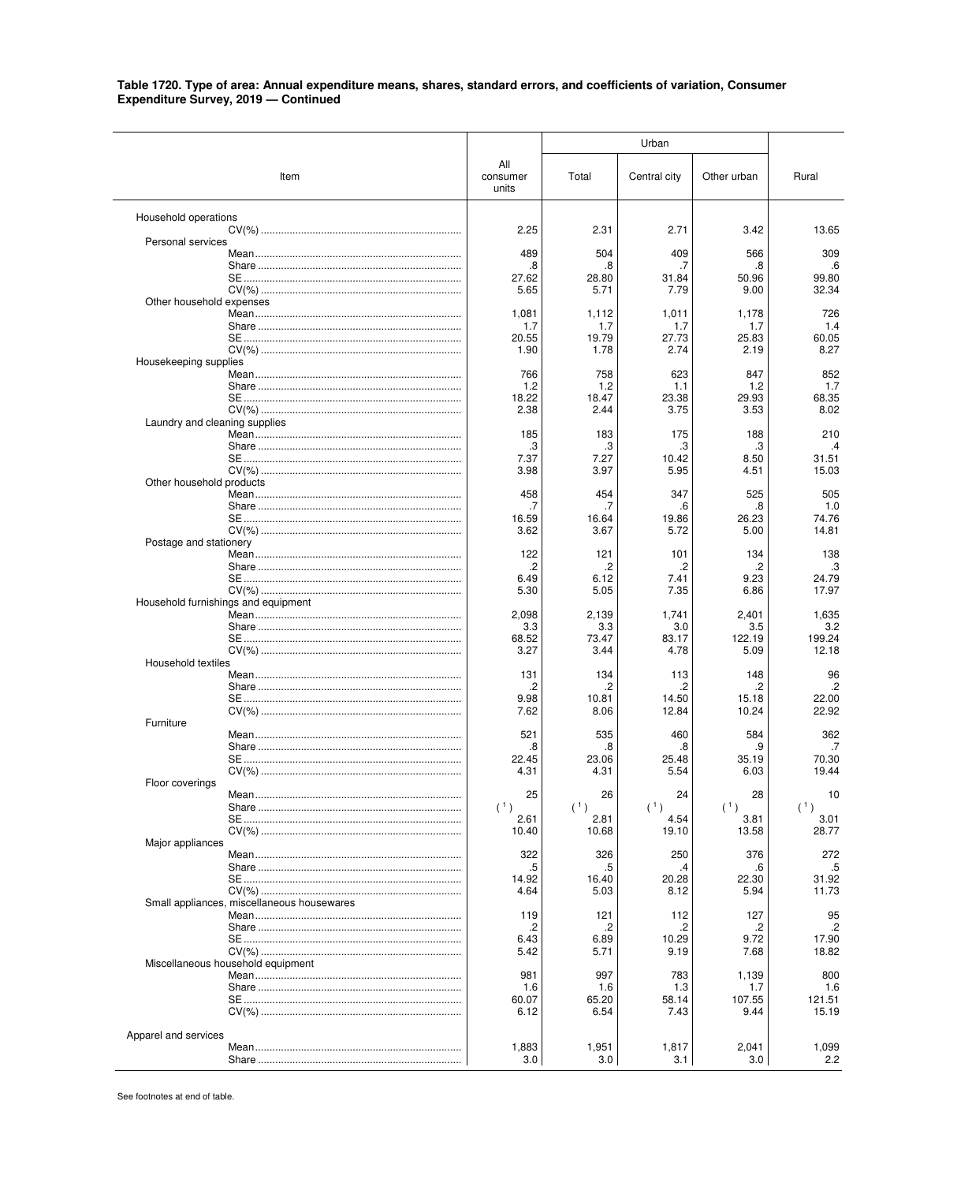**Table 1720. Type of area: Annual expenditure means, shares, standard errors, and coefficients of variation, Consumer Expenditure Survey, 2019 — Continued**

| Item | All consumer units | Urban | | | Rural |
|---|---|---|---|---|---|
| | | Total | Central city | Other urban | |
| Household operations | | | | | |
| CV(%) | 2.25 | 2.31 | 2.71 | 3.42 | 13.65 |
| Personal services | | | | | |
| Mean | 489 | 504 | 409 | 566 | 309 |
| Share | .8 | .8 | .7 | .8 | .6 |
| SE | 27.62 | 28.80 | 31.84 | 50.96 | 99.80 |
| CV(%) | 5.65 | 5.71 | 7.79 | 9.00 | 32.34 |
| Other household expenses | | | | | |
| Mean | 1,081 | 1,112 | 1,011 | 1,178 | 726 |
| Share | 1.7 | 1.7 | 1.7 | 1.7 | 1.4 |
| SE | 20.55 | 19.79 | 27.73 | 25.83 | 60.05 |
| CV(%) | 1.90 | 1.78 | 2.74 | 2.19 | 8.27 |
| Housekeeping supplies | | | | | |
| Mean | 766 | 758 | 623 | 847 | 852 |
| Share | 1.2 | 1.2 | 1.1 | 1.2 | 1.7 |
| SE | 18.22 | 18.47 | 23.38 | 29.93 | 68.35 |
| CV(%) | 2.38 | 2.44 | 3.75 | 3.53 | 8.02 |
| Laundry and cleaning supplies | | | | | |
| Mean | 185 | 183 | 175 | 188 | 210 |
| Share | .3 | .3 | .3 | .3 | .4 |
| SE | 7.37 | 7.27 | 10.42 | 8.50 | 31.51 |
| CV(%) | 3.98 | 3.97 | 5.95 | 4.51 | 15.03 |
| Other household products | | | | | |
| Mean | 458 | 454 | 347 | 525 | 505 |
| Share | .7 | .7 | .6 | .8 | 1.0 |
| SE | 16.59 | 16.64 | 19.86 | 26.23 | 74.76 |
| CV(%) | 3.62 | 3.67 | 5.72 | 5.00 | 14.81 |
| Postage and stationery | | | | | |
| Mean | 122 | 121 | 101 | 134 | 138 |
| Share | .2 | .2 | .2 | .2 | .3 |
| SE | 6.49 | 6.12 | 7.41 | 9.23 | 24.79 |
| CV(%) | 5.30 | 5.05 | 7.35 | 6.86 | 17.97 |
| Household furnishings and equipment | | | | | |
| Mean | 2,098 | 2,139 | 1,741 | 2,401 | 1,635 |
| Share | 3.3 | 3.3 | 3.0 | 3.5 | 3.2 |
| SE | 68.52 | 73.47 | 83.17 | 122.19 | 199.24 |
| CV(%) | 3.27 | 3.44 | 4.78 | 5.09 | 12.18 |
| Household textiles | | | | | |
| Mean | 131 | 134 | 113 | 148 | 96 |
| Share | .2 | .2 | .2 | .2 | .2 |
| SE | 9.98 | 10.81 | 14.50 | 15.18 | 22.00 |
| CV(%) | 7.62 | 8.06 | 12.84 | 10.24 | 22.92 |
| Furniture | | | | | |
| Mean | 521 | 535 | 460 | 584 | 362 |
| Share | .8 | .8 | .8 | .9 | .7 |
| SE | 22.45 | 23.06 | 25.48 | 35.19 | 70.30 |
| CV(%) | 4.31 | 4.31 | 5.54 | 6.03 | 19.44 |
| Floor coverings | | | | | |
| Mean | 25 | 26 | 24 | 28 | 10 |
| Share | (1) | (1) | (1) | (1) | (1) |
| SE | 2.61 | 2.81 | 4.54 | 3.81 | 3.01 |
| CV(%) | 10.40 | 10.68 | 19.10 | 13.58 | 28.77 |
| Major appliances | | | | | |
| Mean | 322 | 326 | 250 | 376 | 272 |
| Share | .5 | .5 | .4 | .6 | .5 |
| SE | 14.92 | 16.40 | 20.28 | 22.30 | 31.92 |
| CV(%) | 4.64 | 5.03 | 8.12 | 5.94 | 11.73 |
| Small appliances, miscellaneous housewares | | | | | |
| Mean | 119 | 121 | 112 | 127 | 95 |
| Share | .2 | .2 | .2 | .2 | .2 |
| SE | 6.43 | 6.89 | 10.29 | 9.72 | 17.90 |
| CV(%) | 5.42 | 5.71 | 9.19 | 7.68 | 18.82 |
| Miscellaneous household equipment | | | | | |
| Mean | 981 | 997 | 783 | 1,139 | 800 |
| Share | 1.6 | 1.6 | 1.3 | 1.7 | 1.6 |
| SE | 60.07 | 65.20 | 58.14 | 107.55 | 121.51 |
| CV(%) | 6.12 | 6.54 | 7.43 | 9.44 | 15.19 |
| Apparel and services | | | | | |
| Mean | 1,883 | 1,951 | 1,817 | 2,041 | 1,099 |
| Share | 3.0 | 3.0 | 3.1 | 3.0 | 2.2 |

See footnotes at end of table.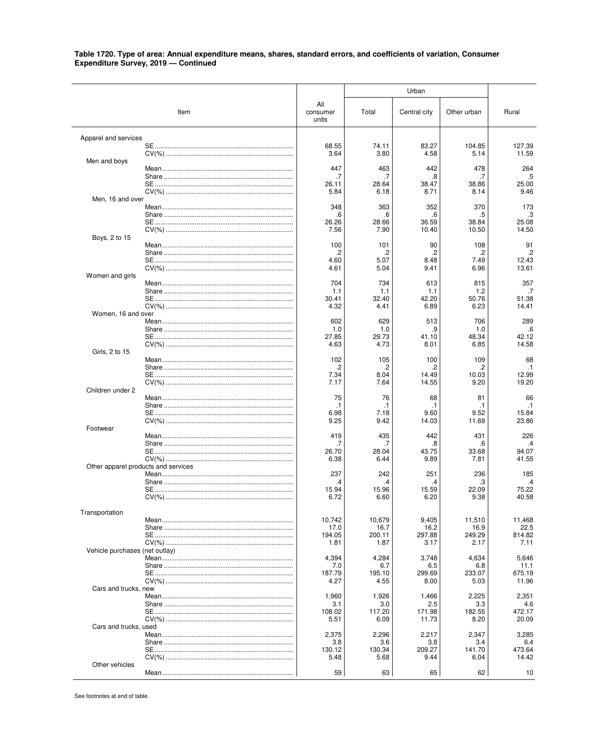**Table 1720. Type of area: Annual expenditure means, shares, standard errors, and coefficients of variation, Consumer Expenditure Survey, 2019 — Continued**

| Item | All consumer units | Urban | | | Rural |
|---|---|---|---|---|---|
| | | Total | Central city | Other urban | |
| **Apparel and services** | | | | | |
| SE | 68.55 | 74.11 | 83.27 | 104.85 | 127.39 |
| CV(%) | 3.64 | 3.80 | 4.58 | 5.14 | 11.59 |
| Men and boys | | | | | |
| Mean | 447 | 463 | 442 | 478 | 264 |
| Share | .7 | .7 | .8 | .7 | .5 |
| SE | 26.11 | 28.64 | 38.47 | 38.86 | 25.00 |
| CV(%) | 5.84 | 6.18 | 8.71 | 8.14 | 9.46 |
| Men, 16 and over | | | | | |
| Mean | 348 | 363 | 352 | 370 | 173 |
| Share | .6 | .6 | .6 | .5 | .3 |
| SE | 26.26 | 28.66 | 36.59 | 38.84 | 25.08 |
| CV(%) | 7.56 | 7.90 | 10.40 | 10.50 | 14.50 |
| Boys, 2 to 15 | | | | | |
| Mean | 100 | 101 | 90 | 108 | 91 |
| Share | .2 | .2 | .2 | .2 | .2 |
| SE | 4.60 | 5.07 | 8.48 | 7.49 | 12.43 |
| CV(%) | 4.61 | 5.04 | 9.41 | 6.96 | 13.61 |
| Women and girls | | | | | |
| Mean | 704 | 734 | 613 | 815 | 357 |
| Share | 1.1 | 1.1 | 1.1 | 1.2 | .7 |
| SE | 30.41 | 32.40 | 42.20 | 50.76 | 51.38 |
| CV(%) | 4.32 | 4.41 | 6.89 | 6.23 | 14.41 |
| Women, 16 and over | | | | | |
| Mean | 602 | 629 | 513 | 706 | 289 |
| Share | 1.0 | 1.0 | .9 | 1.0 | .6 |
| SE | 27.85 | 29.73 | 41.10 | 48.34 | 42.12 |
| CV(%) | 4.63 | 4.73 | 8.01 | 6.85 | 14.58 |
| Girls, 2 to 15 | | | | | |
| Mean | 102 | 105 | 100 | 109 | 68 |
| Share | .2 | .2 | .2 | .2 | .1 |
| SE | 7.34 | 8.04 | 14.49 | 10.03 | 12.99 |
| CV(%) | 7.17 | 7.64 | 14.55 | 9.20 | 19.20 |
| Children under 2 | | | | | |
| Mean | 75 | 76 | 68 | 81 | 66 |
| Share | .1 | .1 | .1 | .1 | .1 |
| SE | 6.98 | 7.18 | 9.60 | 9.52 | 15.84 |
| CV(%) | 9.25 | 9.42 | 14.03 | 11.69 | 23.86 |
| Footwear | | | | | |
| Mean | 419 | 435 | 442 | 431 | 226 |
| Share | .7 | .7 | .8 | .6 | .4 |
| SE | 26.70 | 28.04 | 43.75 | 33.68 | 94.07 |
| CV(%) | 6.38 | 6.44 | 9.89 | 7.81 | 41.55 |
| Other apparel products and services | | | | | |
| Mean | 237 | 242 | 251 | 236 | 185 |
| Share | .4 | .4 | .4 | .3 | .4 |
| SE | 15.94 | 15.96 | 15.59 | 22.09 | 75.22 |
| CV(%) | 6.72 | 6.60 | 6.20 | 9.38 | 40.58 |
| **Transportation** | | | | | |
| Mean | 10,742 | 10,679 | 9,405 | 11,510 | 11,468 |
| Share | 17.0 | 16.7 | 16.2 | 16.9 | 22.5 |
| SE | 194.05 | 200.11 | 297.88 | 249.29 | 814.82 |
| CV(%) | 1.81 | 1.87 | 3.17 | 2.17 | 7.11 |
| Vehicle purchases (net outlay) | | | | | |
| Mean | 4,394 | 4,284 | 3,748 | 4,634 | 5,646 |
| Share | 7.0 | 6.7 | 6.5 | 6.8 | 11.1 |
| SE | 187.79 | 195.10 | 299.69 | 233.07 | 675.19 |
| CV(%) | 4.27 | 4.55 | 8.00 | 5.03 | 11.96 |
| Cars and trucks, new | | | | | |
| Mean | 1,960 | 1,926 | 1,466 | 2,225 | 2,351 |
| Share | 3.1 | 3.0 | 2.5 | 3.3 | 4.6 |
| SE | 108.02 | 117.20 | 171.98 | 182.55 | 472.17 |
| CV(%) | 5.51 | 6.09 | 11.73 | 8.20 | 20.09 |
| Cars and trucks, used | | | | | |
| Mean | 2,375 | 2,296 | 2,217 | 2,347 | 3,285 |
| Share | 3.8 | 3.6 | 3.8 | 3.4 | 6.4 |
| SE | 130.12 | 130.34 | 209.27 | 141.70 | 473.64 |
| CV(%) | 5.48 | 5.68 | 9.44 | 6.04 | 14.42 |
| Other vehicles | | | | | |
| Mean | 59 | 63 | 65 | 62 | 10 |

See footnotes at end of table.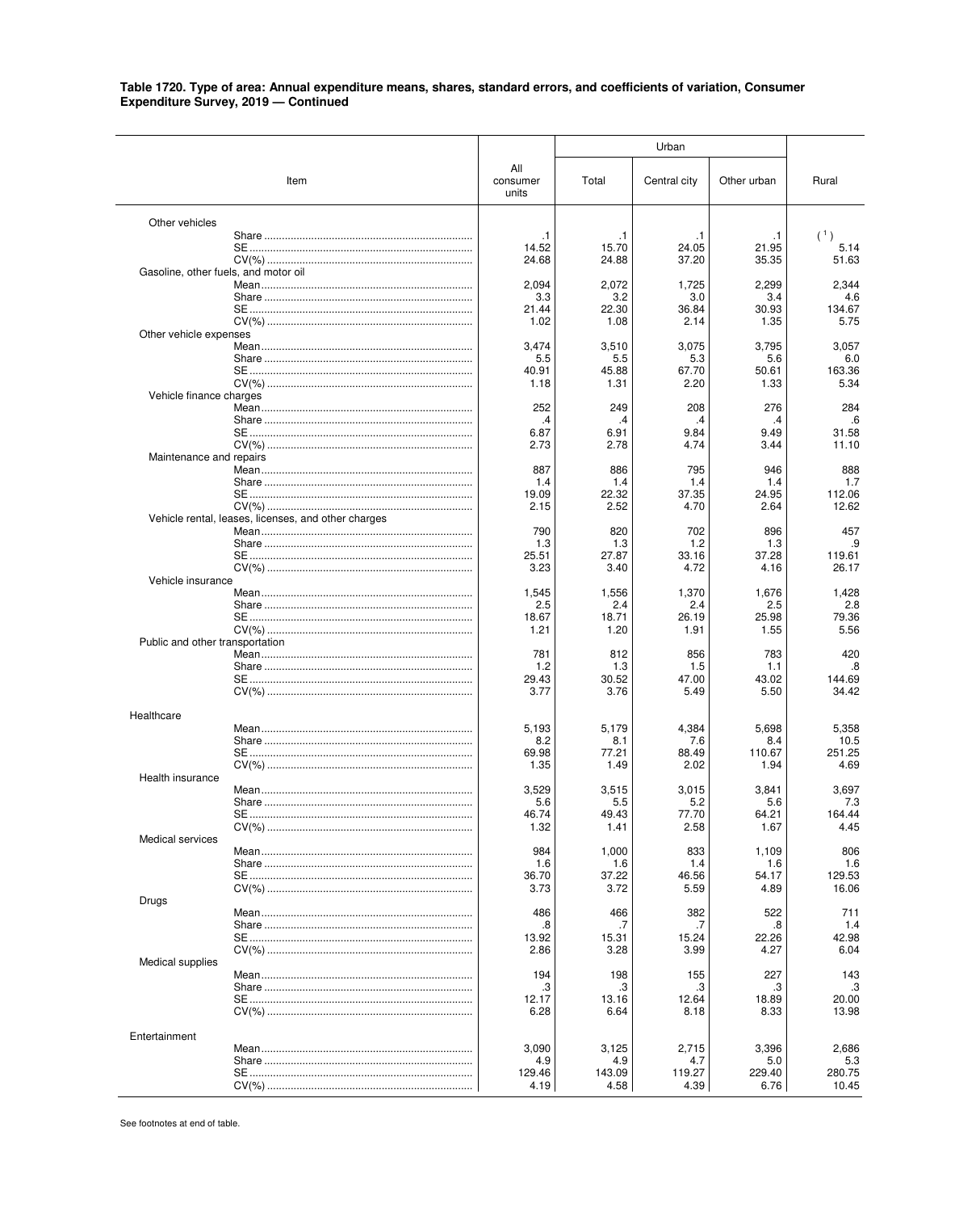**Table 1720. Type of area: Annual expenditure means, shares, standard errors, and coefficients of variation, Consumer Expenditure Survey, 2019 — Continued**

| Item | All consumer units | Urban: Total | Urban: Central city | Urban: Other urban | Rural |
|---|---|---|---|---|---|
| Other vehicles | | | | | |
| Share | .1 | .1 | .1 | .1 | [1] |
| SE | 14.52 | 15.70 | 24.05 | 21.95 | 5.14 |
| CV(%) | 24.68 | 24.88 | 37.20 | 35.35 | 51.63 |
| Gasoline, other fuels, and motor oil | | | | | |
| Mean | 2,094 | 2,072 | 1,725 | 2,299 | 2,344 |
| Share | 3.3 | 3.2 | 3.0 | 3.4 | 4.6 |
| SE | 21.44 | 22.30 | 36.84 | 30.93 | 134.67 |
| CV(%) | 1.02 | 1.08 | 2.14 | 1.35 | 5.75 |
| Other vehicle expenses | | | | | |
| Mean | 3,474 | 3,510 | 3,075 | 3,795 | 3,057 |
| Share | 5.5 | 5.5 | 5.3 | 5.6 | 6.0 |
| SE | 40.91 | 45.88 | 67.70 | 50.61 | 163.36 |
| CV(%) | 1.18 | 1.31 | 2.20 | 1.33 | 5.34 |
| Vehicle finance charges | | | | | |
| Mean | 252 | 249 | 208 | 276 | 284 |
| Share | .4 | .4 | .4 | .4 | .6 |
| SE | 6.87 | 6.91 | 9.84 | 9.49 | 31.58 |
| CV(%) | 2.73 | 2.78 | 4.74 | 3.44 | 11.10 |
| Maintenance and repairs | | | | | |
| Mean | 887 | 886 | 795 | 946 | 888 |
| Share | 1.4 | 1.4 | 1.4 | 1.4 | 1.7 |
| SE | 19.09 | 22.32 | 37.35 | 24.95 | 112.06 |
| CV(%) | 2.15 | 2.52 | 4.70 | 2.64 | 12.62 |
| Vehicle rental, leases, licenses, and other charges | | | | | |
| Mean | 790 | 820 | 702 | 896 | 457 |
| Share | 1.3 | 1.3 | 1.2 | 1.3 | .9 |
| SE | 25.51 | 27.87 | 33.16 | 37.28 | 119.61 |
| CV(%) | 3.23 | 3.40 | 4.72 | 4.16 | 26.17 |
| Vehicle insurance | | | | | |
| Mean | 1,545 | 1,556 | 1,370 | 1,676 | 1,428 |
| Share | 2.5 | 2.4 | 2.4 | 2.5 | 2.8 |
| SE | 18.67 | 18.71 | 26.19 | 25.98 | 79.36 |
| CV(%) | 1.21 | 1.20 | 1.91 | 1.55 | 5.56 |
| Public and other transportation | | | | | |
| Mean | 781 | 812 | 856 | 783 | 420 |
| Share | 1.2 | 1.3 | 1.5 | 1.1 | .8 |
| SE | 29.43 | 30.52 | 47.00 | 43.02 | 144.69 |
| CV(%) | 3.77 | 3.76 | 5.49 | 5.50 | 34.42 |
| Healthcare | | | | | |
| Mean | 5,193 | 5,179 | 4,384 | 5,698 | 5,358 |
| Share | 8.2 | 8.1 | 7.6 | 8.4 | 10.5 |
| SE | 69.98 | 77.21 | 88.49 | 110.67 | 251.25 |
| CV(%) | 1.35 | 1.49 | 2.02 | 1.94 | 4.69 |
| Health insurance | | | | | |
| Mean | 3,529 | 3,515 | 3,015 | 3,841 | 3,697 |
| Share | 5.6 | 5.5 | 5.2 | 5.6 | 7.3 |
| SE | 46.74 | 49.43 | 77.70 | 64.21 | 164.44 |
| CV(%) | 1.32 | 1.41 | 2.58 | 1.67 | 4.45 |
| Medical services | | | | | |
| Mean | 984 | 1,000 | 833 | 1,109 | 806 |
| Share | 1.6 | 1.6 | 1.4 | 1.6 | 1.6 |
| SE | 36.70 | 37.22 | 46.56 | 54.17 | 129.53 |
| CV(%) | 3.73 | 3.72 | 5.59 | 4.89 | 16.06 |
| Drugs | | | | | |
| Mean | 486 | 466 | 382 | 522 | 711 |
| Share | .8 | .7 | .7 | .8 | 1.4 |
| SE | 13.92 | 15.31 | 15.24 | 22.26 | 42.98 |
| CV(%) | 2.86 | 3.28 | 3.99 | 4.27 | 6.04 |
| Medical supplies | | | | | |
| Mean | 194 | 198 | 155 | 227 | 143 |
| Share | .3 | .3 | .3 | .3 | .3 |
| SE | 12.17 | 13.16 | 12.64 | 18.89 | 20.00 |
| CV(%) | 6.28 | 6.64 | 8.18 | 8.33 | 13.98 |
| Entertainment | | | | | |
| Mean | 3,090 | 3,125 | 2,715 | 3,396 | 2,686 |
| Share | 4.9 | 4.9 | 4.7 | 5.0 | 5.3 |
| SE | 129.46 | 143.09 | 119.27 | 229.40 | 280.75 |
| CV(%) | 4.19 | 4.58 | 4.39 | 6.76 | 10.45 |

See footnotes at end of table.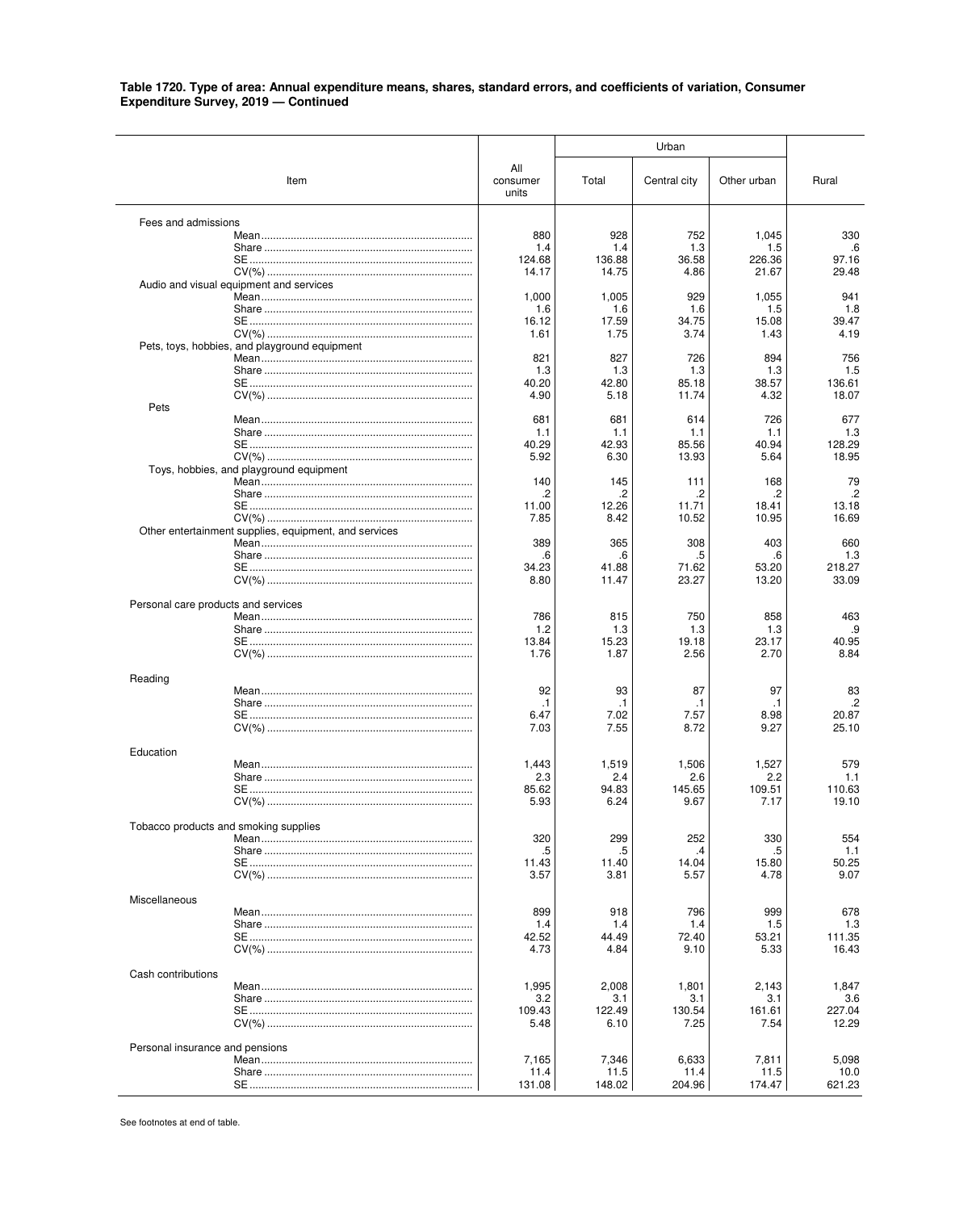**Table 1720. Type of area: Annual expenditure means, shares, standard errors, and coefficients of variation, Consumer Expenditure Survey, 2019 — Continued**

| Item | All consumer units | Urban | | | Rural |
|---|---|---|---|---|---|
| | | Total | Central city | Other urban | |
| Fees and admissions | | | | | |
| Mean | 880 | 928 | 752 | 1,045 | 330 |
| Share | 1.4 | 1.4 | 1.3 | 1.5 | .6 |
| SE | 124.68 | 136.88 | 36.58 | 226.36 | 97.16 |
| CV(%) | 14.17 | 14.75 | 4.86 | 21.67 | 29.48 |
| Audio and visual equipment and services | | | | | |
| Mean | 1,000 | 1,005 | 929 | 1,055 | 941 |
| Share | 1.6 | 1.6 | 1.6 | 1.5 | 1.8 |
| SE | 16.12 | 17.59 | 34.75 | 15.08 | 39.47 |
| CV(%) | 1.61 | 1.75 | 3.74 | 1.43 | 4.19 |
| Pets, toys, hobbies, and playground equipment | | | | | |
| Mean | 821 | 827 | 726 | 894 | 756 |
| Share | 1.3 | 1.3 | 1.3 | 1.3 | 1.5 |
| SE | 40.20 | 42.80 | 85.18 | 38.57 | 136.61 |
| CV(%) | 4.90 | 5.18 | 11.74 | 4.32 | 18.07 |
| Pets | | | | | |
| Mean | 681 | 681 | 614 | 726 | 677 |
| Share | 1.1 | 1.1 | 1.1 | 1.1 | 1.3 |
| SE | 40.29 | 42.93 | 85.56 | 40.94 | 128.29 |
| CV(%) | 5.92 | 6.30 | 13.93 | 5.64 | 18.95 |
| Toys, hobbies, and playground equipment | | | | | |
| Mean | 140 | 145 | 111 | 168 | 79 |
| Share | .2 | .2 | .2 | .2 | .2 |
| SE | 11.00 | 12.26 | 11.71 | 18.41 | 13.18 |
| CV(%) | 7.85 | 8.42 | 10.52 | 10.95 | 16.69 |
| Other entertainment supplies, equipment, and services | | | | | |
| Mean | 389 | 365 | 308 | 403 | 660 |
| Share | .6 | .6 | .5 | .6 | 1.3 |
| SE | 34.23 | 41.88 | 71.62 | 53.20 | 218.27 |
| CV(%) | 8.80 | 11.47 | 23.27 | 13.20 | 33.09 |
| Personal care products and services | | | | | |
| Mean | 786 | 815 | 750 | 858 | 463 |
| Share | 1.2 | 1.3 | 1.3 | 1.3 | .9 |
| SE | 13.84 | 15.23 | 19.18 | 23.17 | 40.95 |
| CV(%) | 1.76 | 1.87 | 2.56 | 2.70 | 8.84 |
| Reading | | | | | |
| Mean | 92 | 93 | 87 | 97 | 83 |
| Share | .1 | .1 | .1 | .1 | .2 |
| SE | 6.47 | 7.02 | 7.57 | 8.98 | 20.87 |
| CV(%) | 7.03 | 7.55 | 8.72 | 9.27 | 25.10 |
| Education | | | | | |
| Mean | 1,443 | 1,519 | 1,506 | 1,527 | 579 |
| Share | 2.3 | 2.4 | 2.6 | 2.2 | 1.1 |
| SE | 85.62 | 94.83 | 145.65 | 109.51 | 110.63 |
| CV(%) | 5.93 | 6.24 | 9.67 | 7.17 | 19.10 |
| Tobacco products and smoking supplies | | | | | |
| Mean | 320 | 299 | 252 | 330 | 554 |
| Share | .5 | .5 | .4 | .5 | 1.1 |
| SE | 11.43 | 11.40 | 14.04 | 15.80 | 50.25 |
| CV(%) | 3.57 | 3.81 | 5.57 | 4.78 | 9.07 |
| Miscellaneous | | | | | |
| Mean | 899 | 918 | 796 | 999 | 678 |
| Share | 1.4 | 1.4 | 1.4 | 1.5 | 1.3 |
| SE | 42.52 | 44.49 | 72.40 | 53.21 | 111.35 |
| CV(%) | 4.73 | 4.84 | 9.10 | 5.33 | 16.43 |
| Cash contributions | | | | | |
| Mean | 1,995 | 2,008 | 1,801 | 2,143 | 1,847 |
| Share | 3.2 | 3.1 | 3.1 | 3.1 | 3.6 |
| SE | 109.43 | 122.49 | 130.54 | 161.61 | 227.04 |
| CV(%) | 5.48 | 6.10 | 7.25 | 7.54 | 12.29 |
| Personal insurance and pensions | | | | | |
| Mean | 7,165 | 7,346 | 6,633 | 7,811 | 5,098 |
| Share | 11.4 | 11.5 | 11.4 | 11.5 | 10.0 |
| SE | 131.08 | 148.02 | 204.96 | 174.47 | 621.23 |

See footnotes at end of table.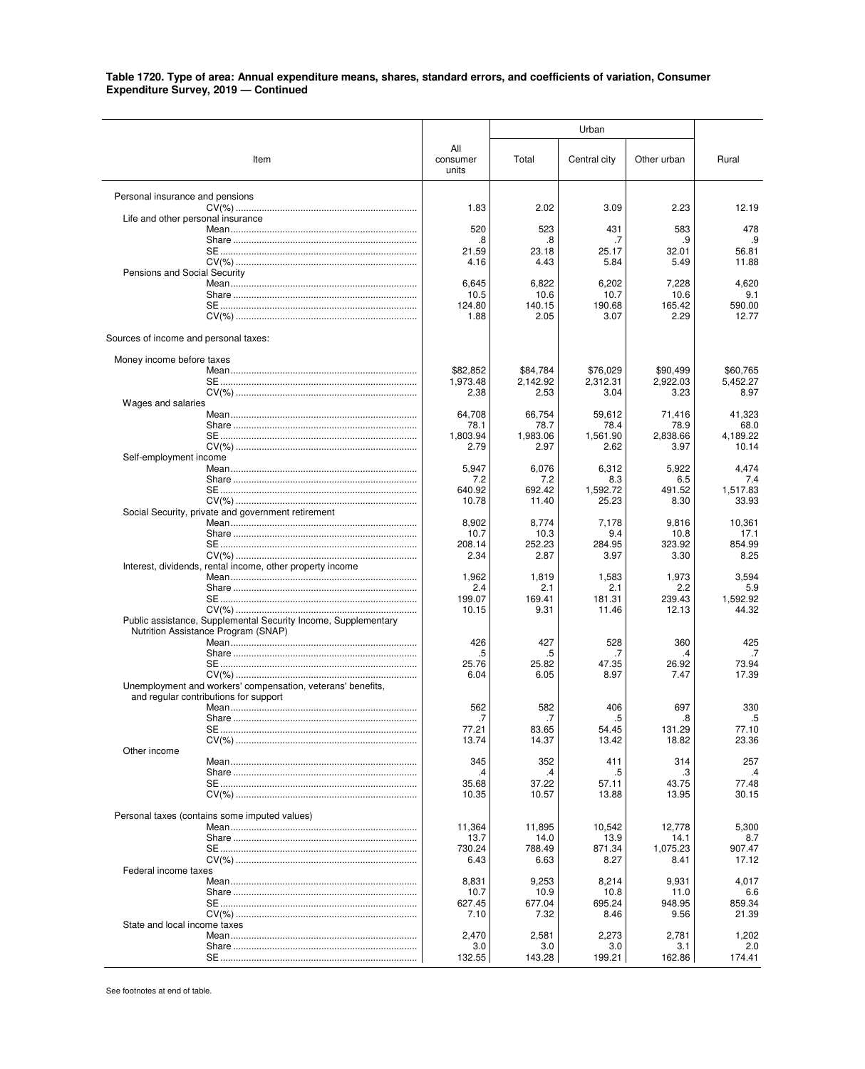**Table 1720. Type of area: Annual expenditure means, shares, standard errors, and coefficients of variation, Consumer Expenditure Survey, 2019 — Continued**

| Item | All consumer units | Urban | | | Rural |
|---|---|---|---|---|---|
| | | Total | Central city | Other urban | |
| Personal insurance and pensions | | | | | |
| CV(%) | 1.83 | 2.02 | 3.09 | 2.23 | 12.19 |
| Life and other personal insurance | | | | | |
| Mean | 520 | 523 | 431 | 583 | 478 |
| Share | .8 | .8 | .7 | .9 | .9 |
| SE | 21.59 | 23.18 | 25.17 | 32.01 | 56.81 |
| CV(%) | 4.16 | 4.43 | 5.84 | 5.49 | 11.88 |
| Pensions and Social Security | | | | | |
| Mean | 6,645 | 6,822 | 6,202 | 7,228 | 4,620 |
| Share | 10.5 | 10.6 | 10.7 | 10.6 | 9.1 |
| SE | 124.80 | 140.15 | 190.68 | 165.42 | 590.00 |
| CV(%) | 1.88 | 2.05 | 3.07 | 2.29 | 12.77 |
| Sources of income and personal taxes: | | | | | |
| Money income before taxes | | | | | |
| Mean | $82,852 | $84,784 | $76,029 | $90,499 | $60,765 |
| SE | 1,973.48 | 2,142.92 | 2,312.31 | 2,922.03 | 5,452.27 |
| CV(%) | 2.38 | 2.53 | 3.04 | 3.23 | 8.97 |
| Wages and salaries | | | | | |
| Mean | 64,708 | 66,754 | 59,612 | 71,416 | 41,323 |
| Share | 78.1 | 78.7 | 78.4 | 78.9 | 68.0 |
| SE | 1,803.94 | 1,983.06 | 1,561.90 | 2,838.66 | 4,189.22 |
| CV(%) | 2.79 | 2.97 | 2.62 | 3.97 | 10.14 |
| Self-employment income | | | | | |
| Mean | 5,947 | 6,076 | 6,312 | 5,922 | 4,474 |
| Share | 7.2 | 7.2 | 8.3 | 6.5 | 7.4 |
| SE | 640.92 | 692.42 | 1,592.72 | 491.52 | 1,517.83 |
| CV(%) | 10.78 | 11.40 | 25.23 | 8.30 | 33.93 |
| Social Security, private and government retirement | | | | | |
| Mean | 8,902 | 8,774 | 7,178 | 9,816 | 10,361 |
| Share | 10.7 | 10.3 | 9.4 | 10.8 | 17.1 |
| SE | 208.14 | 252.23 | 284.95 | 323.92 | 854.99 |
| CV(%) | 2.34 | 2.87 | 3.97 | 3.30 | 8.25 |
| Interest, dividends, rental income, other property income | | | | | |
| Mean | 1,962 | 1,819 | 1,583 | 1,973 | 3,594 |
| Share | 2.4 | 2.1 | 2.1 | 2.2 | 5.9 |
| SE | 199.07 | 169.41 | 181.31 | 239.43 | 1,592.92 |
| CV(%) | 10.15 | 9.31 | 11.46 | 12.13 | 44.32 |
| Public assistance, Supplemental Security Income, Supplementary Nutrition Assistance Program (SNAP) | | | | | |
| Mean | 426 | 427 | 528 | 360 | 425 |
| Share | .5 | .5 | .7 | .4 | .7 |
| SE | 25.76 | 25.82 | 47.35 | 26.92 | 73.94 |
| CV(%) | 6.04 | 6.05 | 8.97 | 7.47 | 17.39 |
| Unemployment and workers' compensation, veterans' benefits, and regular contributions for support | | | | | |
| Mean | 562 | 582 | 406 | 697 | 330 |
| Share | .7 | .7 | .5 | .8 | .5 |
| SE | 77.21 | 83.65 | 54.45 | 131.29 | 77.10 |
| CV(%) | 13.74 | 14.37 | 13.42 | 18.82 | 23.36 |
| Other income | | | | | |
| Mean | 345 | 352 | 411 | 314 | 257 |
| Share | .4 | .4 | .5 | .3 | .4 |
| SE | 35.68 | 37.22 | 57.11 | 43.75 | 77.48 |
| CV(%) | 10.35 | 10.57 | 13.88 | 13.95 | 30.15 |
| Personal taxes (contains some imputed values) | | | | | |
| Mean | 11,364 | 11,895 | 10,542 | 12,778 | 5,300 |
| Share | 13.7 | 14.0 | 13.9 | 14.1 | 8.7 |
| SE | 730.24 | 788.49 | 871.34 | 1,075.23 | 907.47 |
| CV(%) | 6.43 | 6.63 | 8.27 | 8.41 | 17.12 |
| Federal income taxes | | | | | |
| Mean | 8,831 | 9,253 | 8,214 | 9,931 | 4,017 |
| Share | 10.7 | 10.9 | 10.8 | 11.0 | 6.6 |
| SE | 627.45 | 677.04 | 695.24 | 948.95 | 859.34 |
| CV(%) | 7.10 | 7.32 | 8.46 | 9.56 | 21.39 |
| State and local income taxes | | | | | |
| Mean | 2,470 | 2,581 | 2,273 | 2,781 | 1,202 |
| Share | 3.0 | 3.0 | 3.0 | 3.1 | 2.0 |
| SE | 132.55 | 143.28 | 199.21 | 162.86 | 174.41 |

See footnotes at end of table.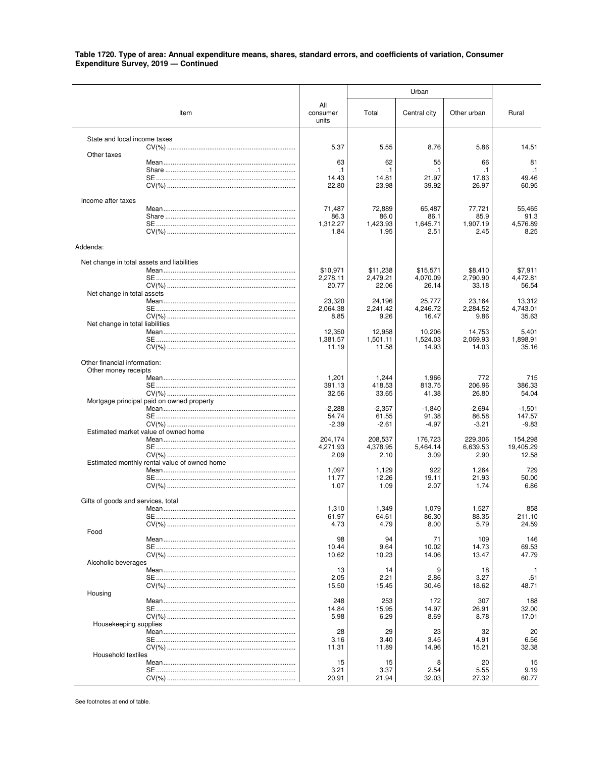**Table 1720. Type of area: Annual expenditure means, shares, standard errors, and coefficients of variation, Consumer Expenditure Survey, 2019 — Continued**

| Item | All consumer units | Urban | | | Rural |
|---|---|---|---|---|---|
| | | Total | Central city | Other urban | |
| State and local income taxes | | | | | |
| CV(%) | 5.37 | 5.55 | 8.76 | 5.86 | 14.51 |
| Other taxes | | | | | |
| Mean | 63 | 62 | 55 | 66 | 81 |
| Share | .1 | .1 | .1 | .1 | .1 |
| SE | 14.43 | 14.81 | 21.97 | 17.83 | 49.46 |
| CV(%) | 22.80 | 23.98 | 39.92 | 26.97 | 60.95 |
| Income after taxes | | | | | |
| Mean | 71,487 | 72,889 | 65,487 | 77,721 | 55,465 |
| Share | 86.3 | 86.0 | 86.1 | 85.9 | 91.3 |
| SE | 1,312.27 | 1,423.93 | 1,645.71 | 1,907.19 | 4,576.89 |
| CV(%) | 1.84 | 1.95 | 2.51 | 2.45 | 8.25 |
| Addenda: | | | | | |
| Net change in total assets and liabilities | | | | | |
| Mean | $10,971 | $11,238 | $15,571 | $8,410 | $7,911 |
| SE | 2,278.11 | 2,479.21 | 4,070.09 | 2,790.90 | 4,472.81 |
| CV(%) | 20.77 | 22.06 | 26.14 | 33.18 | 56.54 |
| Net change in total assets | | | | | |
| Mean | 23,320 | 24,196 | 25,777 | 23,164 | 13,312 |
| SE | 2,064.38 | 2,241.42 | 4,246.72 | 2,284.52 | 4,743.01 |
| CV(%) | 8.85 | 9.26 | 16.47 | 9.86 | 35.63 |
| Net change in total liabilities | | | | | |
| Mean | 12,350 | 12,958 | 10,206 | 14,753 | 5,401 |
| SE | 1,381.57 | 1,501.11 | 1,524.03 | 2,069.93 | 1,898.91 |
| CV(%) | 11.19 | 11.58 | 14.93 | 14.03 | 35.16 |
| Other financial information: | | | | | |
| Other money receipts | | | | | |
| Mean | 1,201 | 1,244 | 1,966 | 772 | 715 |
| SE | 391.13 | 418.53 | 813.75 | 206.96 | 386.33 |
| CV(%) | 32.56 | 33.65 | 41.38 | 26.80 | 54.04 |
| Mortgage principal paid on owned property | | | | | |
| Mean | -2,288 | -2,357 | -1,840 | -2,694 | -1,501 |
| SE | 54.74 | 61.55 | 91.38 | 86.58 | 147.57 |
| CV(%) | -2.39 | -2.61 | -4.97 | -3.21 | -9.83 |
| Estimated market value of owned home | | | | | |
| Mean | 204,174 | 208,537 | 176,723 | 229,306 | 154,298 |
| SE | 4,271.93 | 4,378.95 | 5,464.14 | 6,639.53 | 19,405.29 |
| CV(%) | 2.09 | 2.10 | 3.09 | 2.90 | 12.58 |
| Estimated monthly rental value of owned home | | | | | |
| Mean | 1,097 | 1,129 | 922 | 1,264 | 729 |
| SE | 11.77 | 12.26 | 19.11 | 21.93 | 50.00 |
| CV(%) | 1.07 | 1.09 | 2.07 | 1.74 | 6.86 |
| Gifts of goods and services, total | | | | | |
| Mean | 1,310 | 1,349 | 1,079 | 1,527 | 858 |
| SE | 61.97 | 64.61 | 86.30 | 88.35 | 211.10 |
| CV(%) | 4.73 | 4.79 | 8.00 | 5.79 | 24.59 |
| Food | | | | | |
| Mean | 98 | 94 | 71 | 109 | 146 |
| SE | 10.44 | 9.64 | 10.02 | 14.73 | 69.53 |
| CV(%) | 10.62 | 10.23 | 14.06 | 13.47 | 47.79 |
| Alcoholic beverages | | | | | |
| Mean | 13 | 14 | 9 | 18 | 1 |
| SE | 2.05 | 2.21 | 2.86 | 3.27 | .61 |
| CV(%) | 15.50 | 15.45 | 30.46 | 18.62 | 48.71 |
| Housing | | | | | |
| Mean | 248 | 253 | 172 | 307 | 188 |
| SE | 14.84 | 15.95 | 14.97 | 26.91 | 32.00 |
| CV(%) | 5.98 | 6.29 | 8.69 | 8.78 | 17.01 |
| Housekeeping supplies | | | | | |
| Mean | 28 | 29 | 23 | 32 | 20 |
| SE | 3.16 | 3.40 | 3.45 | 4.91 | 6.56 |
| CV(%) | 11.31 | 11.89 | 14.96 | 15.21 | 32.38 |
| Household textiles | | | | | |
| Mean | 15 | 15 | 8 | 20 | 15 |
| SE | 3.21 | 3.37 | 2.54 | 5.55 | 9.19 |
| CV(%) | 20.91 | 21.94 | 32.03 | 27.32 | 60.77 |

See footnotes at end of table.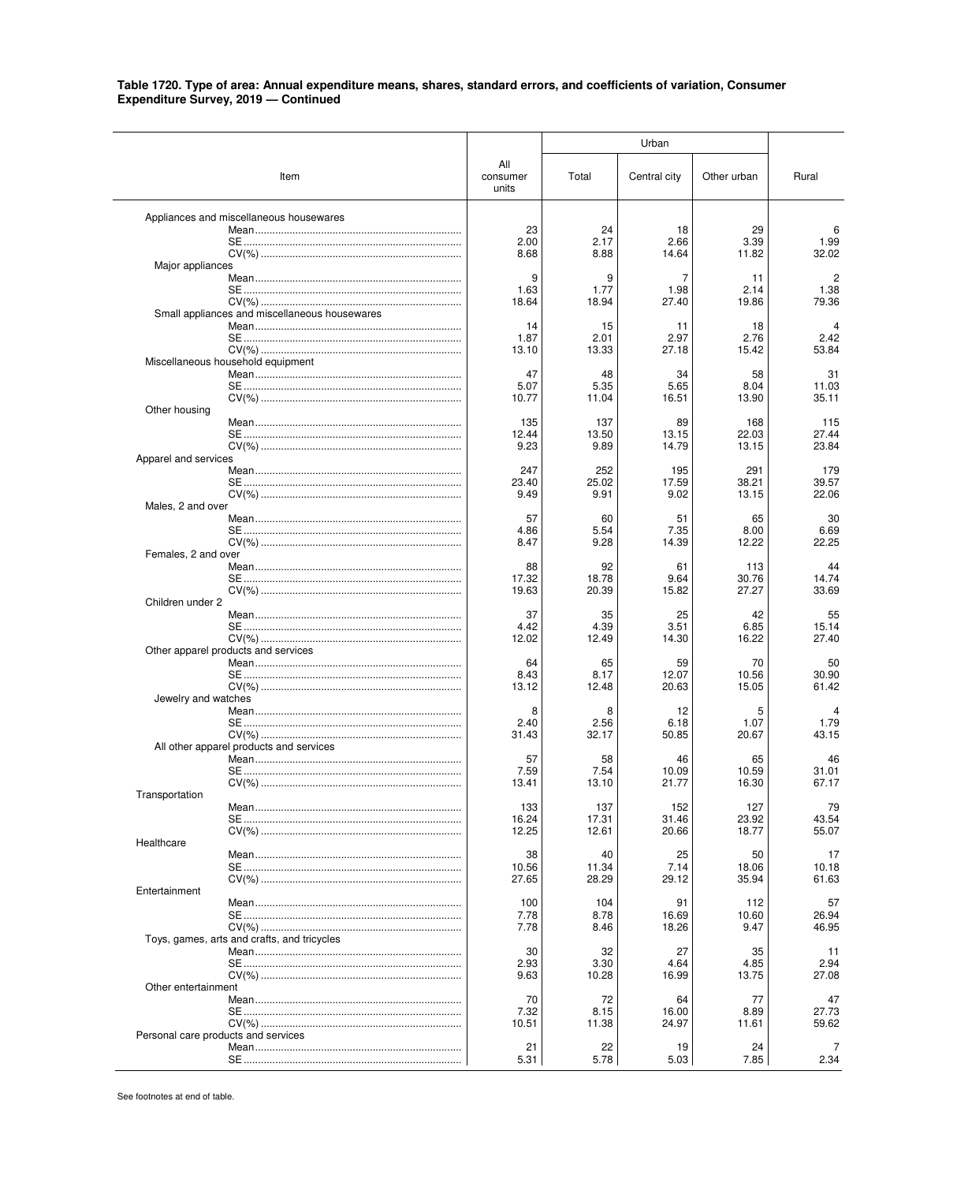**Table 1720. Type of area: Annual expenditure means, shares, standard errors, and coefficients of variation, Consumer Expenditure Survey, 2019 — Continued**

| Item | All consumer units | Urban | | | Rural |
|---|---|---|---|---|---|
| | | Total | Central city | Other urban | |
| Appliances and miscellaneous housewares | | | | | |
| Mean | 23 | 24 | 18 | 29 | 6 |
| SE | 2.00 | 2.17 | 2.66 | 3.39 | 1.99 |
| CV(%) | 8.68 | 8.88 | 14.64 | 11.82 | 32.02 |
| Major appliances | | | | | |
| Mean | 9 | 9 | 7 | 11 | 2 |
| SE | 1.63 | 1.77 | 1.98 | 2.14 | 1.38 |
| CV(%) | 18.64 | 18.94 | 27.40 | 19.86 | 79.36 |
| Small appliances and miscellaneous housewares | | | | | |
| Mean | 14 | 15 | 11 | 18 | 4 |
| SE | 1.87 | 2.01 | 2.97 | 2.76 | 2.42 |
| CV(%) | 13.10 | 13.33 | 27.18 | 15.42 | 53.84 |
| Miscellaneous household equipment | | | | | |
| Mean | 47 | 48 | 34 | 58 | 31 |
| SE | 5.07 | 5.35 | 5.65 | 8.04 | 11.03 |
| CV(%) | 10.77 | 11.04 | 16.51 | 13.90 | 35.11 |
| Other housing | | | | | |
| Mean | 135 | 137 | 89 | 168 | 115 |
| SE | 12.44 | 13.50 | 13.15 | 22.03 | 27.44 |
| CV(%) | 9.23 | 9.89 | 14.79 | 13.15 | 23.84 |
| Apparel and services | | | | | |
| Mean | 247 | 252 | 195 | 291 | 179 |
| SE | 23.40 | 25.02 | 17.59 | 38.21 | 39.57 |
| CV(%) | 9.49 | 9.91 | 9.02 | 13.15 | 22.06 |
| Males, 2 and over | | | | | |
| Mean | 57 | 60 | 51 | 65 | 30 |
| SE | 4.86 | 5.54 | 7.35 | 8.00 | 6.69 |
| CV(%) | 8.47 | 9.28 | 14.39 | 12.22 | 22.25 |
| Females, 2 and over | | | | | |
| Mean | 88 | 92 | 61 | 113 | 44 |
| SE | 17.32 | 18.78 | 9.64 | 30.76 | 14.74 |
| CV(%) | 19.63 | 20.39 | 15.82 | 27.27 | 33.69 |
| Children under 2 | | | | | |
| Mean | 37 | 35 | 25 | 42 | 55 |
| SE | 4.42 | 4.39 | 3.51 | 6.85 | 15.14 |
| CV(%) | 12.02 | 12.49 | 14.30 | 16.22 | 27.40 |
| Other apparel products and services | | | | | |
| Mean | 64 | 65 | 59 | 70 | 50 |
| SE | 8.43 | 8.17 | 12.07 | 10.56 | 30.90 |
| CV(%) | 13.12 | 12.48 | 20.63 | 15.05 | 61.42 |
| Jewelry and watches | | | | | |
| Mean | 8 | 8 | 12 | 5 | 4 |
| SE | 2.40 | 2.56 | 6.18 | 1.07 | 1.79 |
| CV(%) | 31.43 | 32.17 | 50.85 | 20.67 | 43.15 |
| All other apparel products and services | | | | | |
| Mean | 57 | 58 | 46 | 65 | 46 |
| SE | 7.59 | 7.54 | 10.09 | 10.59 | 31.01 |
| CV(%) | 13.41 | 13.10 | 21.77 | 16.30 | 67.17 |
| Transportation | | | | | |
| Mean | 133 | 137 | 152 | 127 | 79 |
| SE | 16.24 | 17.31 | 31.46 | 23.92 | 43.54 |
| CV(%) | 12.25 | 12.61 | 20.66 | 18.77 | 55.07 |
| Healthcare | | | | | |
| Mean | 38 | 40 | 25 | 50 | 17 |
| SE | 10.56 | 11.34 | 7.14 | 18.06 | 10.18 |
| CV(%) | 27.65 | 28.29 | 29.12 | 35.94 | 61.63 |
| Entertainment | | | | | |
| Mean | 100 | 104 | 91 | 112 | 57 |
| SE | 7.78 | 8.78 | 16.69 | 10.60 | 26.94 |
| CV(%) | 7.78 | 8.46 | 18.26 | 9.47 | 46.95 |
| Toys, games, arts and crafts, and tricycles | | | | | |
| Mean | 30 | 32 | 27 | 35 | 11 |
| SE | 2.93 | 3.30 | 4.64 | 4.85 | 2.94 |
| CV(%) | 9.63 | 10.28 | 16.99 | 13.75 | 27.08 |
| Other entertainment | | | | | |
| Mean | 70 | 72 | 64 | 77 | 47 |
| SE | 7.32 | 8.15 | 16.00 | 8.89 | 27.73 |
| CV(%) | 10.51 | 11.38 | 24.97 | 11.61 | 59.62 |
| Personal care products and services | | | | | |
| Mean | 21 | 22 | 19 | 24 | 7 |
| SE | 5.31 | 5.78 | 5.03 | 7.85 | 2.34 |

See footnotes at end of table.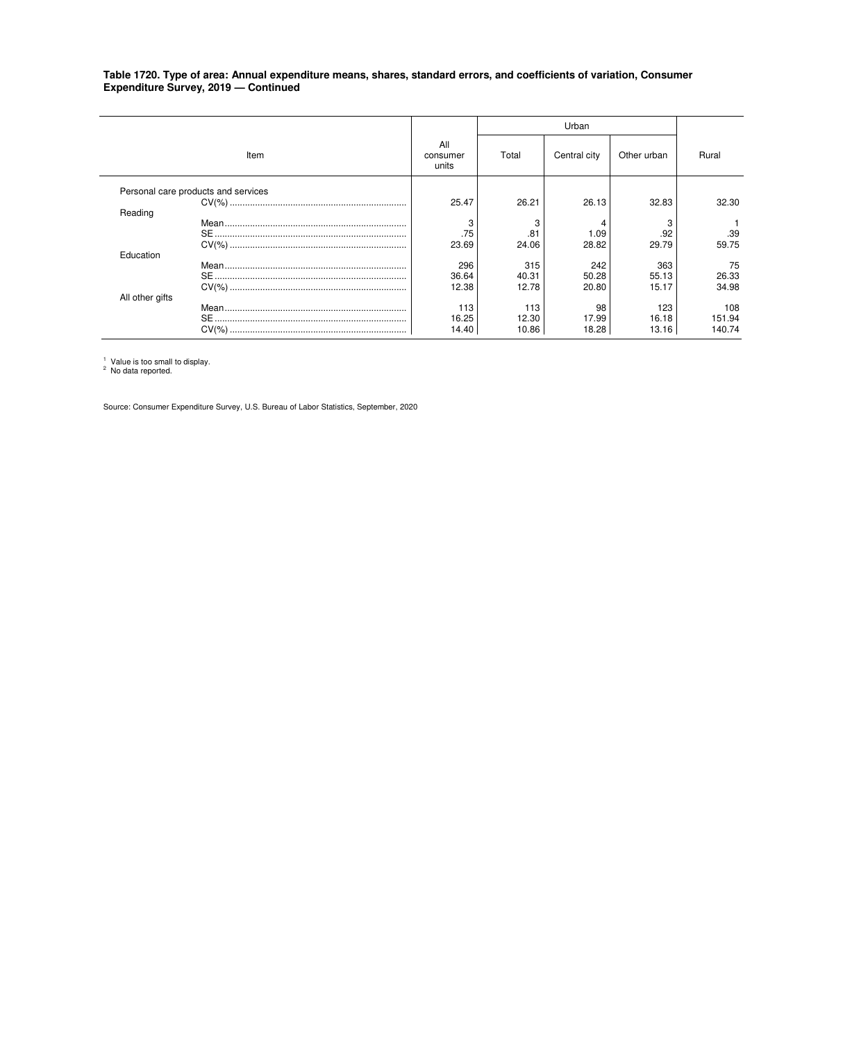**Table 1720. Type of area: Annual expenditure means, shares, standard errors, and coefficients of variation, Consumer Expenditure Survey, 2019 — Continued**

| Item | All consumer units | Urban | | | Rural |
|---|---|---|---|---|---|
| | | Total | Central city | Other urban | |
| Personal care products and services | | | | | |
| CV(%) | 25.47 | 26.21 | 26.13 | 32.83 | 32.30 |
| Reading | | | | | |
| Mean | 3 | 3 | 4 | 3 | 1 |
| SE | .75 | .81 | 1.09 | .92 | .39 |
| CV(%) | 23.69 | 24.06 | 28.82 | 29.79 | 59.75 |
| Education | | | | | |
| Mean | 296 | 315 | 242 | 363 | 75 |
| SE | 36.64 | 40.31 | 50.28 | 55.13 | 26.33 |
| CV(%) | 12.38 | 12.78 | 20.80 | 15.17 | 34.98 |
| All other gifts | | | | | |
| Mean | 113 | 113 | 98 | 123 | 108 |
| SE | 16.25 | 12.30 | 17.99 | 16.18 | 151.94 |
| CV(%) | 14.40 | 10.86 | 18.28 | 13.16 | 140.74 |

[1] Value is too small to display.
[2] No data reported.

Source: Consumer Expenditure Survey, U.S. Bureau of Labor Statistics, September, 2020